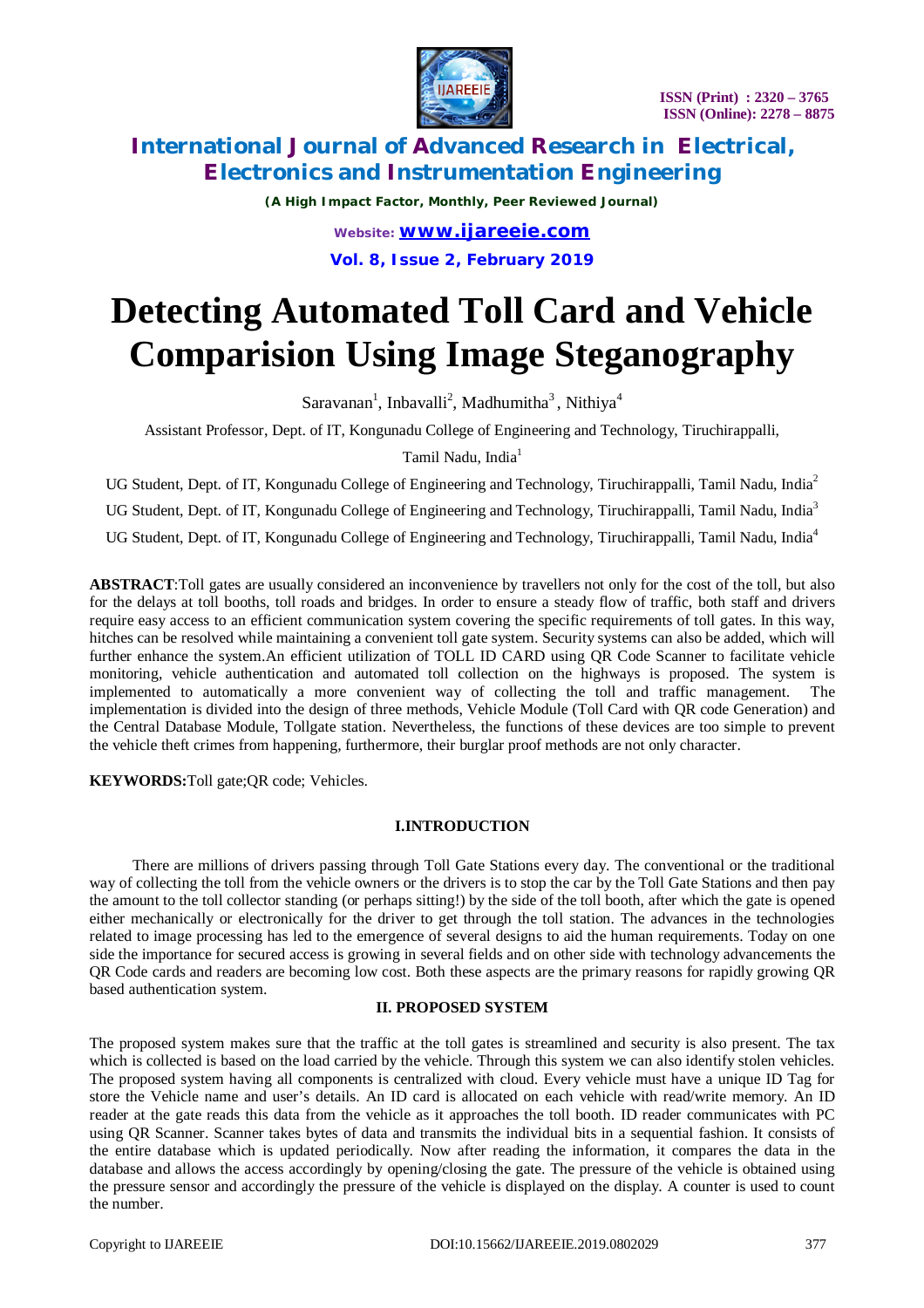# Detecting Automated Toll Card and Vehicle Comparision Using Image Steganography

Saravanan[1], Inbavalli[2], Madhumitha[3], Nithiya[4]

Assistant Professor, Dept. of IT, Kongunadu College of Engineering and Technology, Tiruchirappalli, Tamil Nadu, India[1]

UG Student, Dept. of IT, Kongunadu College of Engineering and Technology, Tiruchirappalli, Tamil Nadu, India[2]

UG Student, Dept. of IT, Kongunadu College of Engineering and Technology, Tiruchirappalli, Tamil Nadu, India[3]

UG Student, Dept. of IT, Kongunadu College of Engineering and Technology, Tiruchirappalli, Tamil Nadu, India[4]

**ABSTRACT**:Toll gates are usually considered an inconvenience by travellers not only for the cost of the toll, but also for the delays at toll booths, toll roads and bridges. In order to ensure a steady flow of traffic, both staff and drivers require easy access to an efficient communication system covering the specific requirements of toll gates. In this way, hitches can be resolved while maintaining a convenient toll gate system. Security systems can also be added, which will further enhance the system.An efficient utilization of TOLL ID CARD using QR Code Scanner to facilitate vehicle monitoring, vehicle authentication and automated toll collection on the highways is proposed. The system is implemented to automatically a more convenient way of collecting the toll and traffic management. The implementation is divided into the design of three methods, Vehicle Module (Toll Card with QR code Generation) and the Central Database Module, Tollgate station. Nevertheless, the functions of these devices are too simple to prevent the vehicle theft crimes from happening, furthermore, their burglar proof methods are not only character.

**KEYWORDS:**Toll gate;QR code; Vehicles.

## I.INTRODUCTION

There are millions of drivers passing through Toll Gate Stations every day. The conventional or the traditional way of collecting the toll from the vehicle owners or the drivers is to stop the car by the Toll Gate Stations and then pay the amount to the toll collector standing (or perhaps sitting!) by the side of the toll booth, after which the gate is opened either mechanically or electronically for the driver to get through the toll station. The advances in the technologies related to image processing has led to the emergence of several designs to aid the human requirements. Today on one side the importance for secured access is growing in several fields and on other side with technology advancements the QR Code cards and readers are becoming low cost. Both these aspects are the primary reasons for rapidly growing QR based authentication system.

## II. PROPOSED SYSTEM

The proposed system makes sure that the traffic at the toll gates is streamlined and security is also present. The tax which is collected is based on the load carried by the vehicle. Through this system we can also identify stolen vehicles. The proposed system having all components is centralized with cloud. Every vehicle must have a unique ID Tag for store the Vehicle name and user's details. An ID card is allocated on each vehicle with read/write memory. An ID reader at the gate reads this data from the vehicle as it approaches the toll booth. ID reader communicates with PC using QR Scanner. Scanner takes bytes of data and transmits the individual bits in a sequential fashion. It consists of the entire database which is updated periodically. Now after reading the information, it compares the data in the database and allows the access accordingly by opening/closing the gate. The pressure of the vehicle is obtained using the pressure sensor and accordingly the pressure of the vehicle is displayed on the display. A counter is used to count the number.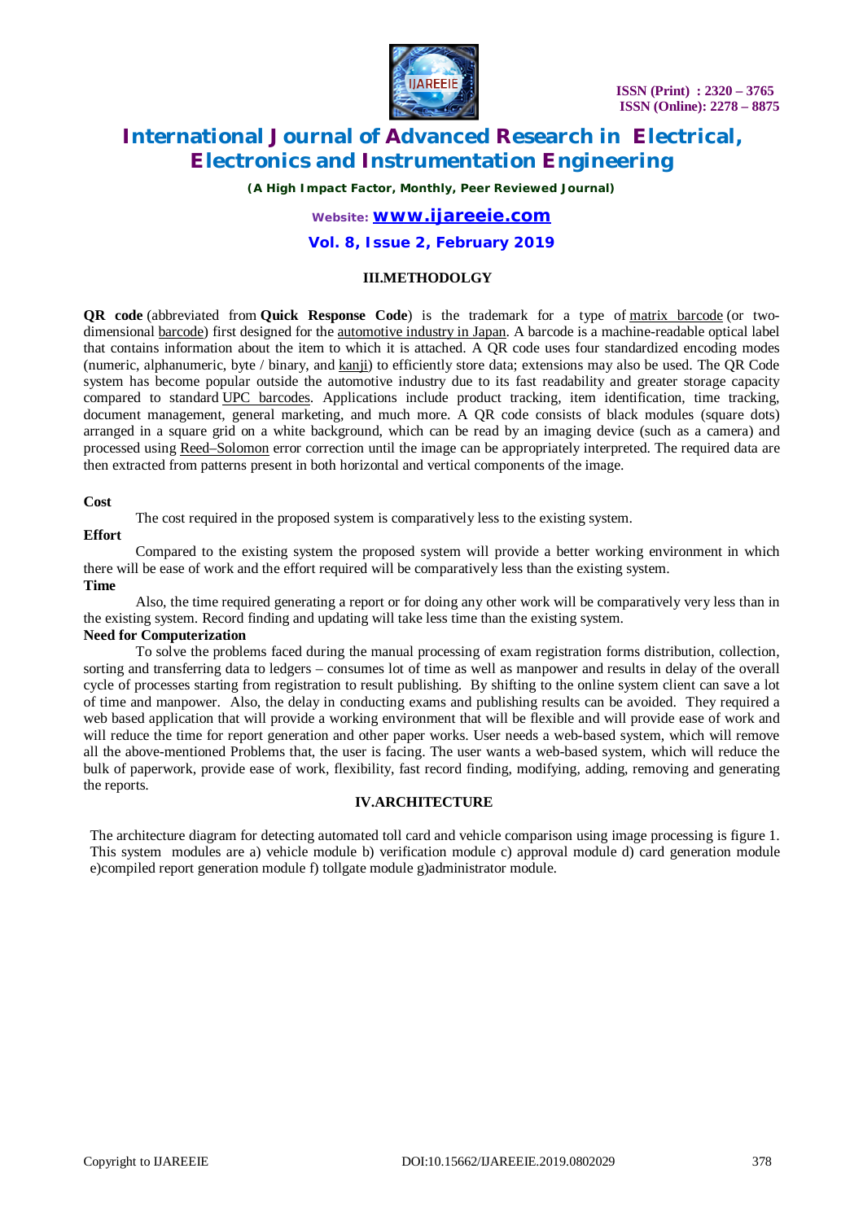## III.METHODOLGY

**QR code** (abbreviated from **Quick Response Code**) is the trademark for a type of matrix barcode (or two-dimensional barcode) first designed for the automotive industry in Japan. A barcode is a machine-readable optical label that contains information about the item to which it is attached. A QR code uses four standardized encoding modes (numeric, alphanumeric, byte / binary, and kanji) to efficiently store data; extensions may also be used. The QR Code system has become popular outside the automotive industry due to its fast readability and greater storage capacity compared to standard UPC barcodes. Applications include product tracking, item identification, time tracking, document management, general marketing, and much more. A QR code consists of black modules (square dots) arranged in a square grid on a white background, which can be read by an imaging device (such as a camera) and processed using Reed–Solomon error correction until the image can be appropriately interpreted. The required data are then extracted from patterns present in both horizontal and vertical components of the image.

**Cost**

The cost required in the proposed system is comparatively less to the existing system.

**Effort**

Compared to the existing system the proposed system will provide a better working environment in which there will be ease of work and the effort required will be comparatively less than the existing system.

**Time**

Also, the time required generating a report or for doing any other work will be comparatively very less than in the existing system. Record finding and updating will take less time than the existing system.

**Need for Computerization**

To solve the problems faced during the manual processing of exam registration forms distribution, collection, sorting and transferring data to ledgers – consumes lot of time as well as manpower and results in delay of the overall cycle of processes starting from registration to result publishing. By shifting to the online system client can save a lot of time and manpower. Also, the delay in conducting exams and publishing results can be avoided. They required a web based application that will provide a working environment that will be flexible and will provide ease of work and will reduce the time for report generation and other paper works. User needs a web-based system, which will remove all the above-mentioned Problems that, the user is facing. The user wants a web-based system, which will reduce the bulk of paperwork, provide ease of work, flexibility, fast record finding, modifying, adding, removing and generating the reports.

## IV.ARCHITECTURE

The architecture diagram for detecting automated toll card and vehicle comparison using image processing is figure 1. This system modules are a) vehicle module b) verification module c) approval module d) card generation module e)compiled report generation module f) tollgate module g)administrator module.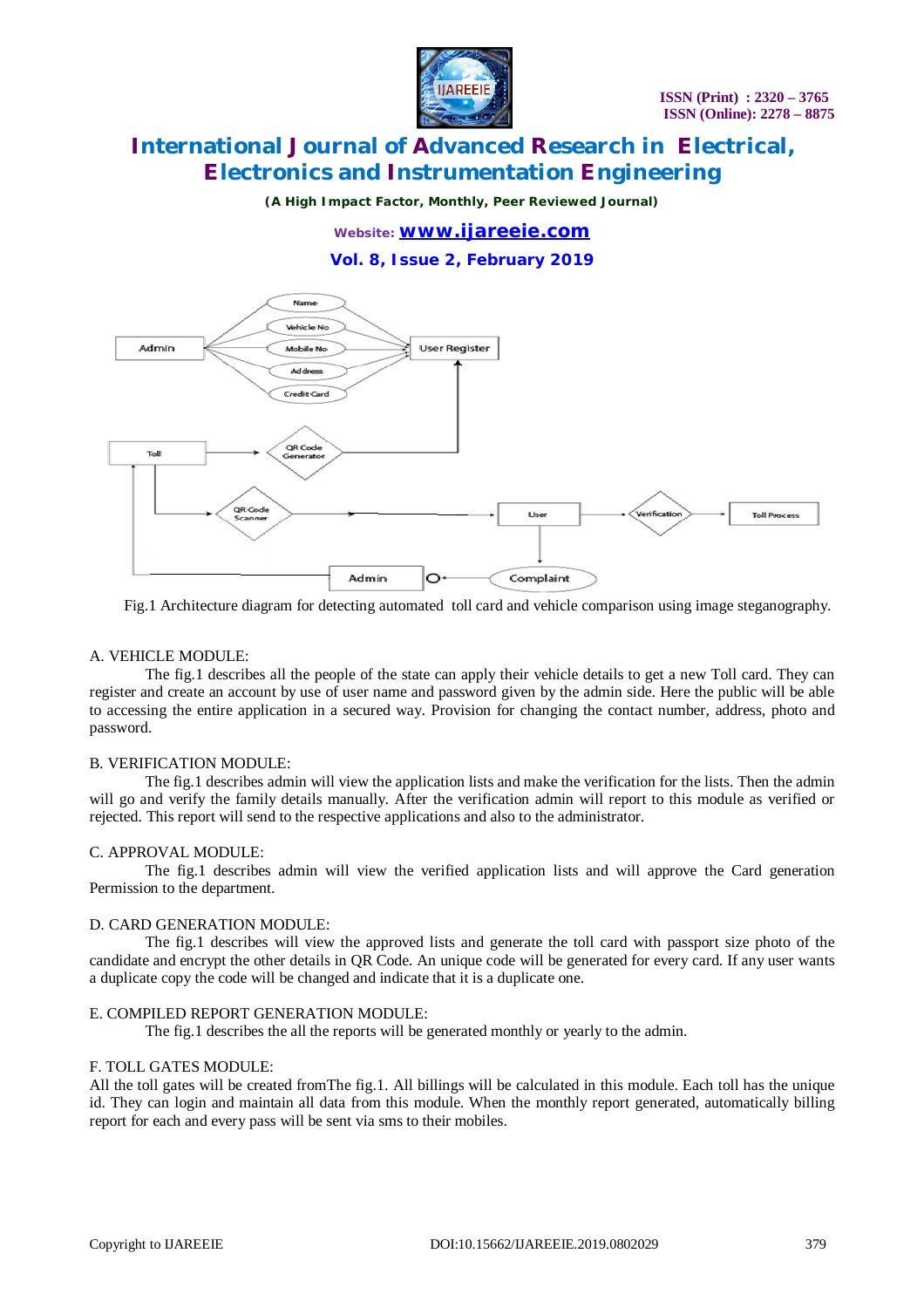Fig.1 Architecture diagram for detecting automated toll card and vehicle comparison using image steganography.

A. VEHICLE MODULE:

The fig.1 describes all the people of the state can apply their vehicle details to get a new Toll card. They can register and create an account by use of user name and password given by the admin side. Here the public will be able to accessing the entire application in a secured way. Provision for changing the contact number, address, photo and password.

B. VERIFICATION MODULE:

The fig.1 describes admin will view the application lists and make the verification for the lists. Then the admin will go and verify the family details manually. After the verification admin will report to this module as verified or rejected. This report will send to the respective applications and also to the administrator.

C. APPROVAL MODULE:

The fig.1 describes admin will view the verified application lists and will approve the Card generation Permission to the department.

D. CARD GENERATION MODULE:

The fig.1 describes will view the approved lists and generate the toll card with passport size photo of the candidate and encrypt the other details in QR Code. An unique code will be generated for every card. If any user wants a duplicate copy the code will be changed and indicate that it is a duplicate one.

E. COMPILED REPORT GENERATION MODULE:

The fig.1 describes the all the reports will be generated monthly or yearly to the admin.

F. TOLL GATES MODULE:

All the toll gates will be created fromThe fig.1. All billings will be calculated in this module. Each toll has the unique id. They can login and maintain all data from this module. When the monthly report generated, automatically billing report for each and every pass will be sent via sms to their mobiles.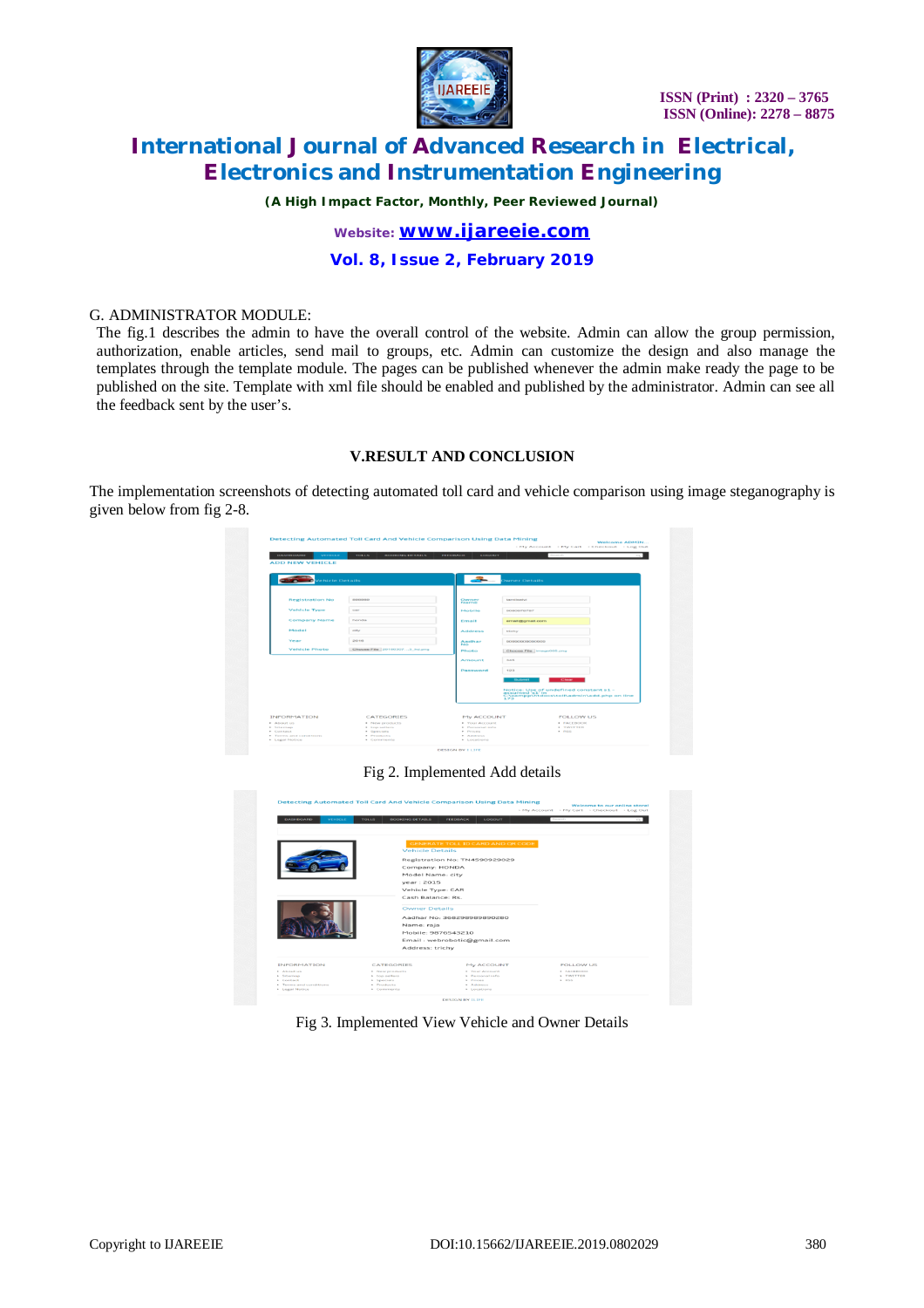G. ADMINISTRATOR MODULE:

The fig.1 describes the admin to have the overall control of the website. Admin can allow the group permission, authorization, enable articles, send mail to groups, etc. Admin can customize the design and also manage the templates through the template module. The pages can be published whenever the admin make ready the page to be published on the site. Template with xml file should be enabled and published by the administrator. Admin can see all the feedback sent by the user's.

## V.RESULT AND CONCLUSION

The implementation screenshots of detecting automated toll card and vehicle comparison using image steganography is given below from fig 2-8.

Fig 2. Implemented Add details

Fig 3. Implemented View Vehicle and Owner Details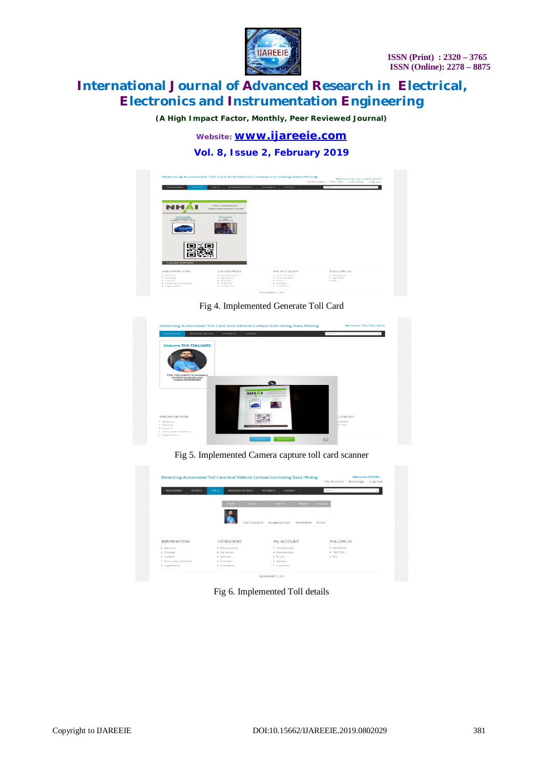Fig 4. Implemented Generate Toll Card

Fig 5. Implemented Camera capture toll card scanner

Fig 6. Implemented Toll details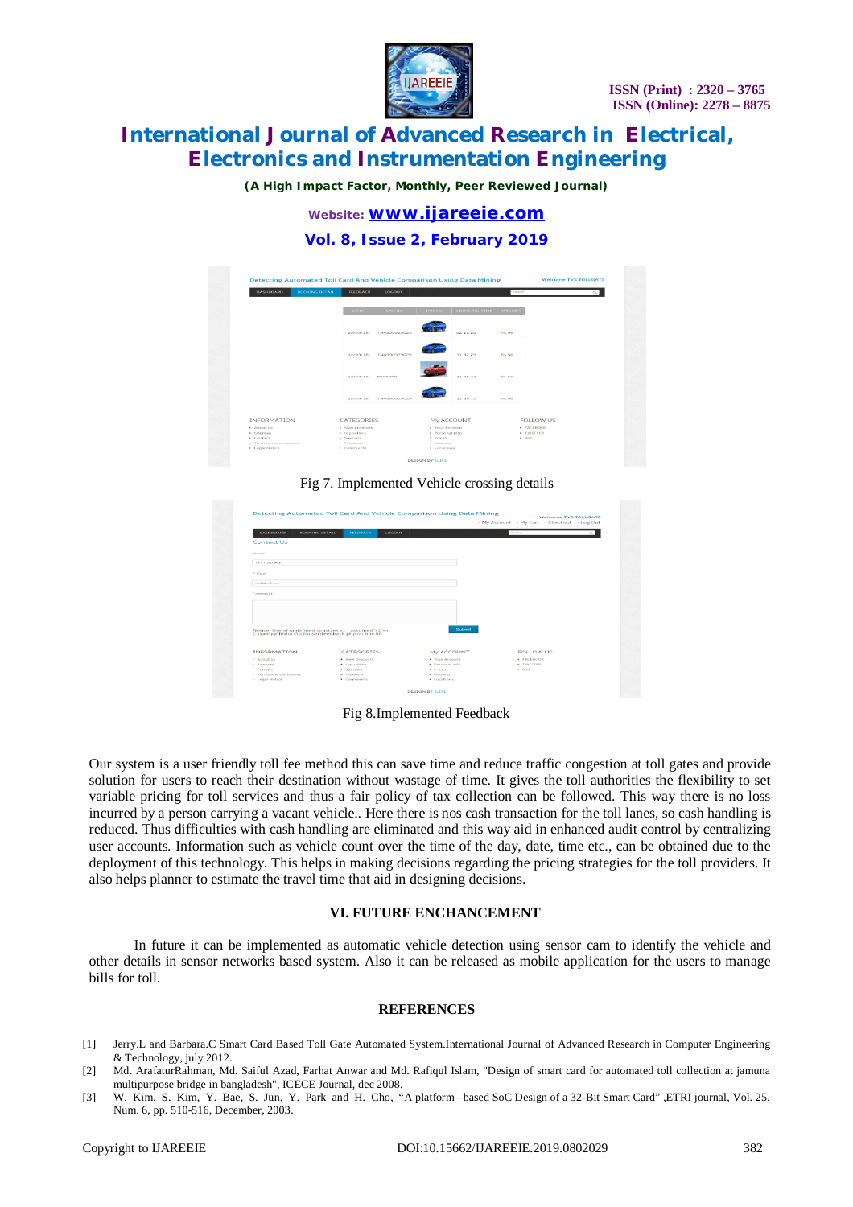Fig 7. Implemented Vehicle crossing details

Fig 8.Implemented Feedback

Our system is a user friendly toll fee method this can save time and reduce traffic congestion at toll gates and provide solution for users to reach their destination without wastage of time. It gives the toll authorities the flexibility to set variable pricing for toll services and thus a fair policy of tax collection can be followed. This way there is no loss incurred by a person carrying a vacant vehicle.. Here there is nos cash transaction for the toll lanes, so cash handling is reduced. Thus difficulties with cash handling are eliminated and this way aid in enhanced audit control by centralizing user accounts. Information such as vehicle count over the time of the day, date, time etc., can be obtained due to the deployment of this technology. This helps in making decisions regarding the pricing strategies for the toll providers. It also helps planner to estimate the travel time that aid in designing decisions.

## VI. FUTURE ENCHANCEMENT

In future it can be implemented as automatic vehicle detection using sensor cam to identify the vehicle and other details in sensor networks based system. Also it can be released as mobile application for the users to manage bills for toll.

## REFERENCES

[1] Jerry.L and Barbara.C Smart Card Based Toll Gate Automated System.International Journal of Advanced Research in Computer Engineering & Technology, july 2012.

[2] Md. ArafaturRahman, Md. Saiful Azad, Farhat Anwar and Md. Rafiqul Islam, "Design of smart card for automated toll collection at jamuna multipurpose bridge in bangladesh", ICECE Journal, dec 2008.

[3] W. Kim, S. Kim, Y. Bae, S. Jun, Y. Park and H. Cho, "A platform –based SoC Design of a 32-Bit Smart Card" ,ETRI journal, Vol. 25, Num. 6, pp. 510-516, December, 2003.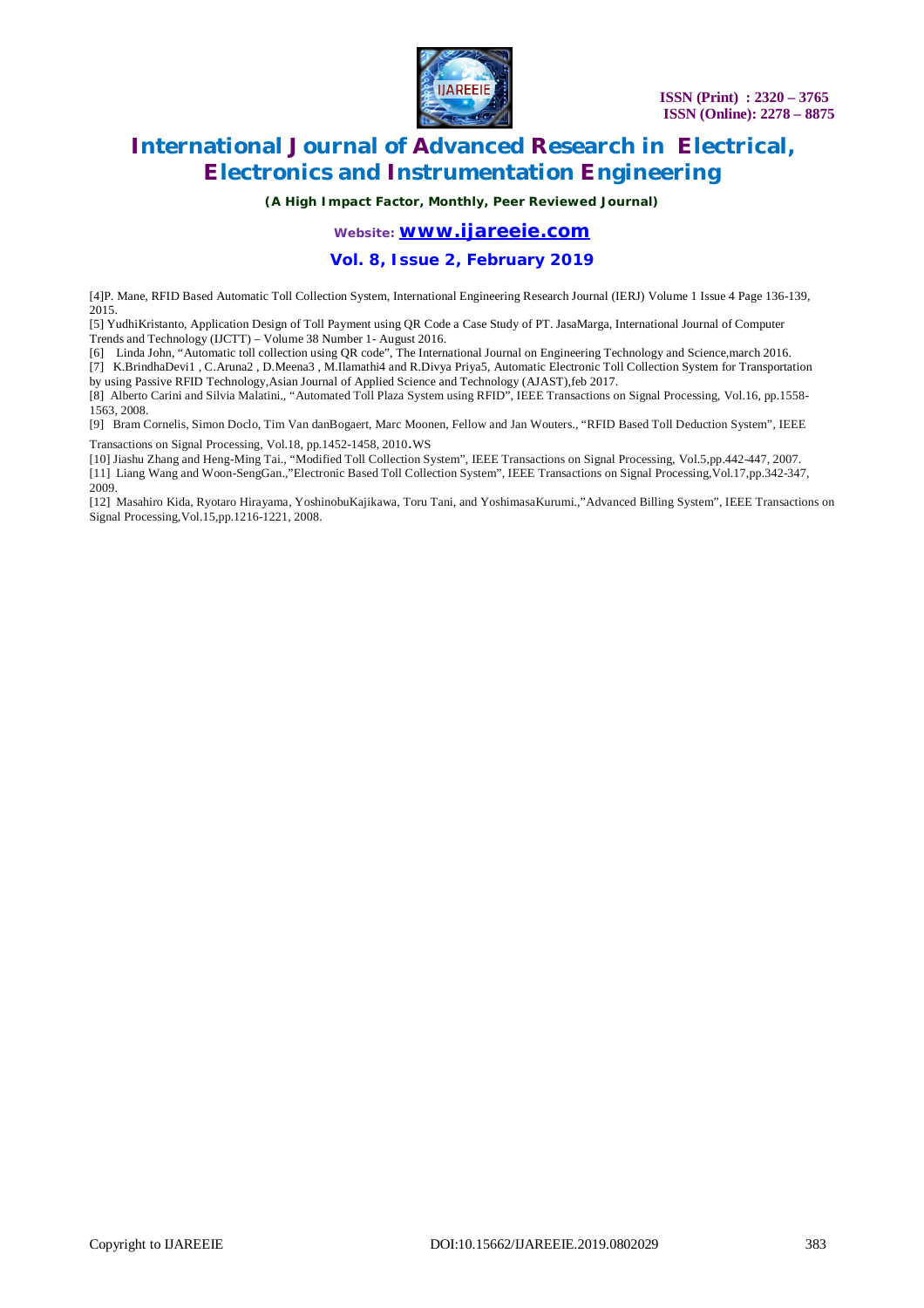[4]P. Mane, RFID Based Automatic Toll Collection System, International Engineering Research Journal (IERJ) Volume 1 Issue 4 Page 136-139, 2015.

[5] YudhiKristanto, Application Design of Toll Payment using QR Code a Case Study of PT. JasaMarga, International Journal of Computer Trends and Technology (IJCTT) – Volume 38 Number 1- August 2016.

[6] Linda John, "Automatic toll collection using QR code", The International Journal on Engineering Technology and Science,march 2016.

[7] K.BrindhaDevi1 , C.Aruna2 , D.Meena3 , M.Ilamathi4 and R.Divya Priya5, Automatic Electronic Toll Collection System for Transportation by using Passive RFID Technology,Asian Journal of Applied Science and Technology (AJAST),feb 2017.

[8] Alberto Carini and Silvia Malatini., "Automated Toll Plaza System using RFID", IEEE Transactions on Signal Processing, Vol.16, pp.1558-1563, 2008.

[9] Bram Cornelis, Simon Doclo, Tim Van danBogaert, Marc Moonen, Fellow and Jan Wouters., "RFID Based Toll Deduction System", IEEE Transactions on Signal Processing, Vol.18, pp.1452-1458, 2010.WS

[10] Jiashu Zhang and Heng-Ming Tai., "Modified Toll Collection System", IEEE Transactions on Signal Processing, Vol.5,pp.442-447, 2007.

[11] Liang Wang and Woon-SengGan.,"Electronic Based Toll Collection System", IEEE Transactions on Signal Processing,Vol.17,pp.342-347, 2009.

[12] Masahiro Kida, Ryotaro Hirayama, YoshinobuKajikawa, Toru Tani, and YoshimasaKurumi.,"Advanced Billing System", IEEE Transactions on Signal Processing,Vol.15,pp.1216-1221, 2008.